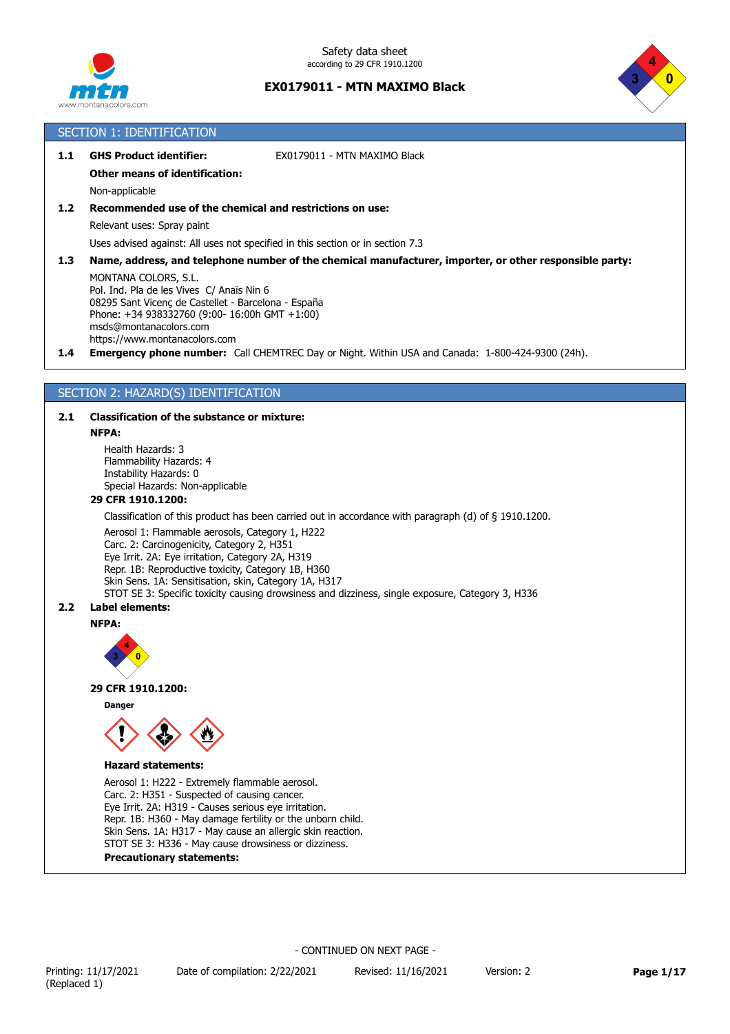Safety data sheet
according to 29 CFR 1910.1200

**EX0179011 - MTN MAXIMO Black**

## SECTION 1: IDENTIFICATION

**1.1 GHS Product identifier:** EX0179011 - MTN MAXIMO Black

**Other means of identification:**

Non-applicable

**1.2 Recommended use of the chemical and restrictions on use:**

Relevant uses: Spray paint

Uses advised against: All uses not specified in this section or in section 7.3

**1.3 Name, address, and telephone number of the chemical manufacturer, importer, or other responsible party:**

MONTANA COLORS, S.L.
Pol. Ind. Pla de les Vives C/ Anaïs Nin 6
08295 Sant Vicenç de Castellet - Barcelona - España
Phone: +34 938332760 (9:00- 16:00h GMT +1:00)
msds@montanacolors.com
https://www.montanacolors.com

**1.4 Emergency phone number:** Call CHEMTREC Day or Night. Within USA and Canada: 1-800-424-9300 (24h).

## SECTION 2: HAZARD(S) IDENTIFICATION

**2.1 Classification of the substance or mixture:**

**NFPA:**

Health Hazards: 3
Flammability Hazards: 4
Instability Hazards: 0
Special Hazards: Non-applicable

**29 CFR 1910.1200:**

Classification of this product has been carried out in accordance with paragraph (d) of § 1910.1200.

Aerosol 1: Flammable aerosols, Category 1, H222
Carc. 2: Carcinogenicity, Category 2, H351
Eye Irrit. 2A: Eye irritation, Category 2A, H319
Repr. 1B: Reproductive toxicity, Category 1B, H360
Skin Sens. 1A: Sensitisation, skin, Category 1A, H317
STOT SE 3: Specific toxicity causing drowsiness and dizziness, single exposure, Category 3, H336

**2.2 Label elements:**

**NFPA:**

**29 CFR 1910.1200:**

**Danger**

**Hazard statements:**

Aerosol 1: H222 - Extremely flammable aerosol.
Carc. 2: H351 - Suspected of causing cancer.
Eye Irrit. 2A: H319 - Causes serious eye irritation.
Repr. 1B: H360 - May damage fertility or the unborn child.
Skin Sens. 1A: H317 - May cause an allergic skin reaction.
STOT SE 3: H336 - May cause drowsiness or dizziness.

**Precautionary statements:**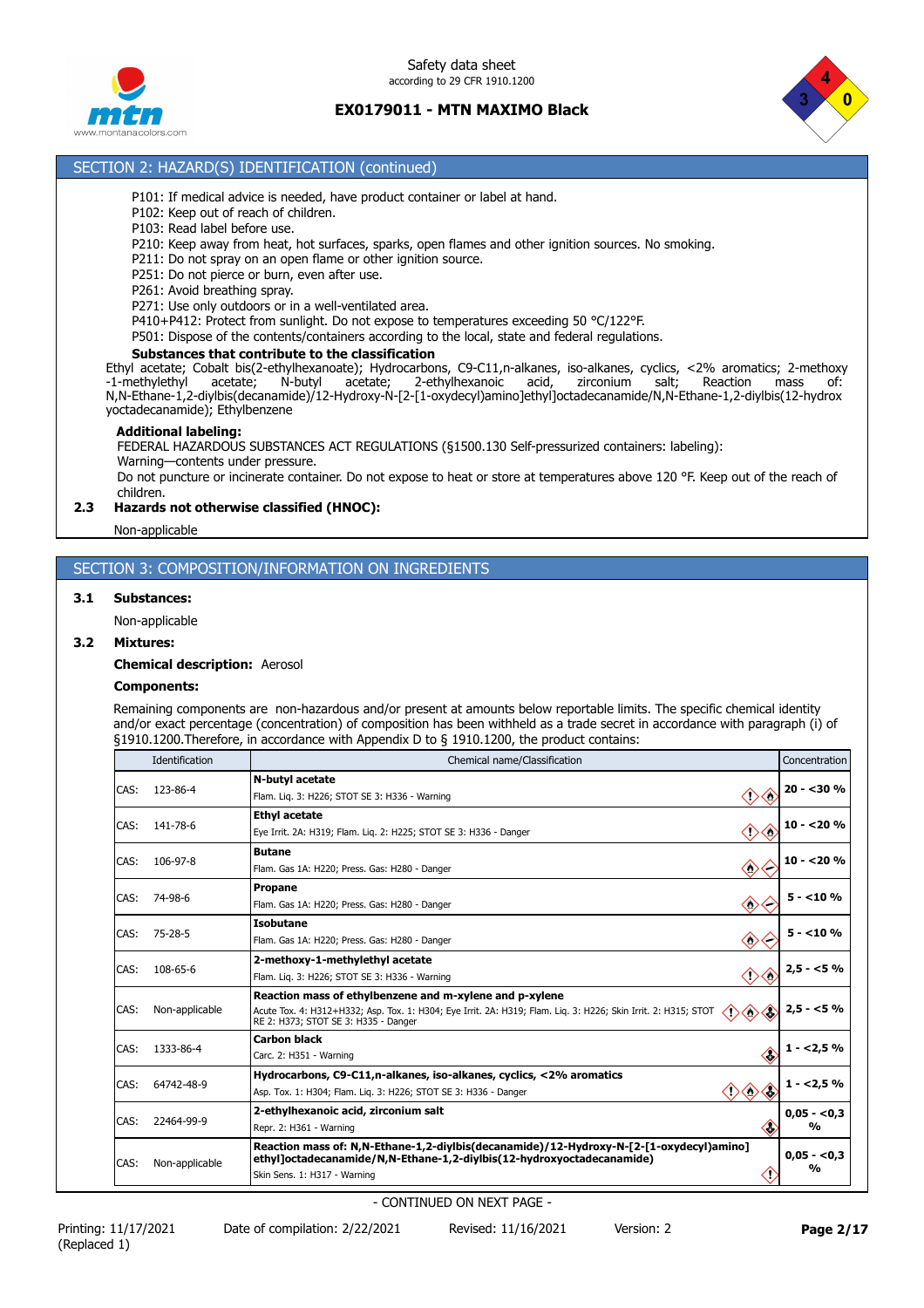## SECTION 2: HAZARD(S) IDENTIFICATION (continued)

P101: If medical advice is needed, have product container or label at hand.
P102: Keep out of reach of children.
P103: Read label before use.
P210: Keep away from heat, hot surfaces, sparks, open flames and other ignition sources. No smoking.
P211: Do not spray on an open flame or other ignition source.
P251: Do not pierce or burn, even after use.
P261: Avoid breathing spray.
P271: Use only outdoors or in a well-ventilated area.
P410+P412: Protect from sunlight. Do not expose to temperatures exceeding 50 °C/122°F.
P501: Dispose of the contents/containers according to the local, state and federal regulations.

**Substances that contribute to the classification**

Ethyl acetate; Cobalt bis(2-ethylhexanoate); Hydrocarbons, C9-C11,n-alkanes, iso-alkanes, cyclics, <2% aromatics; 2-methoxy-1-methylethyl acetate; N-butyl acetate; 2-ethylhexanoic acid, zirconium salt; Reaction mass of: N,N-Ethane-1,2-diylbis(decanamide)/12-Hydroxy-N-[2-[1-oxydecyl)amino]ethyl]octadecanamide/N,N-Ethane-1,2-diylbis(12-hydroxyoctadecanamide); Ethylbenzene

**Additional labeling:**

FEDERAL HAZARDOUS SUBSTANCES ACT REGULATIONS (§1500.130 Self-pressurized containers: labeling):
Warning—contents under pressure.
Do not puncture or incinerate container. Do not expose to heat or store at temperatures above 120 °F. Keep out of the reach of children.

### 2.3 Hazards not otherwise classified (HNOC):

Non-applicable

## SECTION 3: COMPOSITION/INFORMATION ON INGREDIENTS

### 3.1 Substances:

Non-applicable

### 3.2 Mixtures:

**Chemical description:** Aerosol

**Components:**

Remaining components are non-hazardous and/or present at amounts below reportable limits. The specific chemical identity and/or exact percentage (concentration) of composition has been withheld as a trade secret in accordance with paragraph (i) of §1910.1200.Therefore, in accordance with Appendix D to § 1910.1200, the product contains:

| Identification | Chemical name/Classification | Concentration |
|---|---|---|
| CAS: 123-86-4 | **N-butyl acetate**<br>Flam. Liq. 3: H226; STOT SE 3: H336 - Warning | **20 - <30 %** |
| CAS: 141-78-6 | **Ethyl acetate**<br>Eye Irrit. 2A: H319; Flam. Liq. 2: H225; STOT SE 3: H336 - Danger | **10 - <20 %** |
| CAS: 106-97-8 | **Butane**<br>Flam. Gas 1A: H220; Press. Gas: H280 - Danger | **10 - <20 %** |
| CAS: 74-98-6 | **Propane**<br>Flam. Gas 1A: H220; Press. Gas: H280 - Danger | **5 - <10 %** |
| CAS: 75-28-5 | **Isobutane**<br>Flam. Gas 1A: H220; Press. Gas: H280 - Danger | **5 - <10 %** |
| CAS: 108-65-6 | **2-methoxy-1-methylethyl acetate**<br>Flam. Liq. 3: H226; STOT SE 3: H336 - Warning | **2,5 - <5 %** |
| CAS: Non-applicable | **Reaction mass of ethylbenzene and m-xylene and p-xylene**<br>Acute Tox. 4: H312+H332; Asp. Tox. 1: H304; Eye Irrit. 2A: H319; Flam. Liq. 3: H226; Skin Irrit. 2: H315; STOT RE 2: H373; STOT SE 3: H335 - Danger | **2,5 - <5 %** |
| CAS: 1333-86-4 | **Carbon black**<br>Carc. 2: H351 - Warning | **1 - <2,5 %** |
| CAS: 64742-48-9 | **Hydrocarbons, C9-C11,n-alkanes, iso-alkanes, cyclics, <2% aromatics**<br>Asp. Tox. 1: H304; Flam. Liq. 3: H226; STOT SE 3: H336 - Danger | **1 - <2,5 %** |
| CAS: 22464-99-9 | **2-ethylhexanoic acid, zirconium salt**<br>Repr. 2: H361 - Warning | **0,05 - <0,3 %** |
| CAS: Non-applicable | **Reaction mass of: N,N-Ethane-1,2-diylbis(decanamide)/12-Hydroxy-N-[2-[1-oxydecyl)amino]ethyl]octadecanamide/N,N-Ethane-1,2-diylbis(12-hydroxyoctadecanamide)**<br>Skin Sens. 1: H317 - Warning | **0,05 - <0,3 %** |

- CONTINUED ON NEXT PAGE -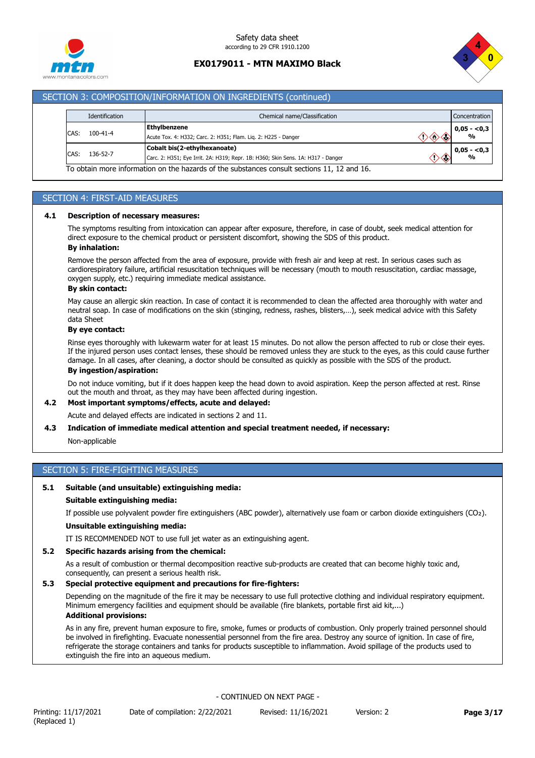## SECTION 3: COMPOSITION/INFORMATION ON INGREDIENTS (continued)

| Identification | Chemical name/Classification | Concentration |
|---|---|---|
| CAS: 100-41-4 | **Ethylbenzene**<br>Acute Tox. 4: H332; Carc. 2: H351; Flam. Liq. 2: H225 - Danger | 0,05 - <0,3 % |
| CAS: 136-52-7 | **Cobalt bis(2-ethylhexanoate)**<br>Carc. 2: H351; Eye Irrit. 2A: H319; Repr. 1B: H360; Skin Sens. 1A: H317 - Danger | 0,05 - <0,3 % |

To obtain more information on the hazards of the substances consult sections 11, 12 and 16.

## SECTION 4: FIRST-AID MEASURES

### 4.1 Description of necessary measures:

The symptoms resulting from intoxication can appear after exposure, therefore, in case of doubt, seek medical attention for direct exposure to the chemical product or persistent discomfort, showing the SDS of this product.

**By inhalation:**

Remove the person affected from the area of exposure, provide with fresh air and keep at rest. In serious cases such as cardiorespiratory failure, artificial resuscitation techniques will be necessary (mouth to mouth resuscitation, cardiac massage, oxygen supply, etc.) requiring immediate medical assistance.

**By skin contact:**

May cause an allergic skin reaction. In case of contact it is recommended to clean the affected area thoroughly with water and neutral soap. In case of modifications on the skin (stinging, redness, rashes, blisters,…), seek medical advice with this Safety data Sheet

**By eye contact:**

Rinse eyes thoroughly with lukewarm water for at least 15 minutes. Do not allow the person affected to rub or close their eyes. If the injured person uses contact lenses, these should be removed unless they are stuck to the eyes, as this could cause further damage. In all cases, after cleaning, a doctor should be consulted as quickly as possible with the SDS of the product.

**By ingestion/aspiration:**

Do not induce vomiting, but if it does happen keep the head down to avoid aspiration. Keep the person affected at rest. Rinse out the mouth and throat, as they may have been affected during ingestion.

### 4.2 Most important symptoms/effects, acute and delayed:

Acute and delayed effects are indicated in sections 2 and 11.

### 4.3 Indication of immediate medical attention and special treatment needed, if necessary:

Non-applicable

## SECTION 5: FIRE-FIGHTING MEASURES

### 5.1 Suitable (and unsuitable) extinguishing media:

**Suitable extinguishing media:**

If possible use polyvalent powder fire extinguishers (ABC powder), alternatively use foam or carbon dioxide extinguishers ($CO_2$).

**Unsuitable extinguishing media:**

IT IS RECOMMENDED NOT to use full jet water as an extinguishing agent.

### 5.2 Specific hazards arising from the chemical:

As a result of combustion or thermal decomposition reactive sub-products are created that can become highly toxic and, consequently, can present a serious health risk.

### 5.3 Special protective equipment and precautions for fire-fighters:

Depending on the magnitude of the fire it may be necessary to use full protective clothing and individual respiratory equipment. Minimum emergency facilities and equipment should be available (fire blankets, portable first aid kit,...)

**Additional provisions:**

As in any fire, prevent human exposure to fire, smoke, fumes or products of combustion. Only properly trained personnel should be involved in firefighting. Evacuate nonessential personnel from the fire area. Destroy any source of ignition. In case of fire, refrigerate the storage containers and tanks for products susceptible to inflammation. Avoid spillage of the products used to extinguish the fire into an aqueous medium.

- CONTINUED ON NEXT PAGE -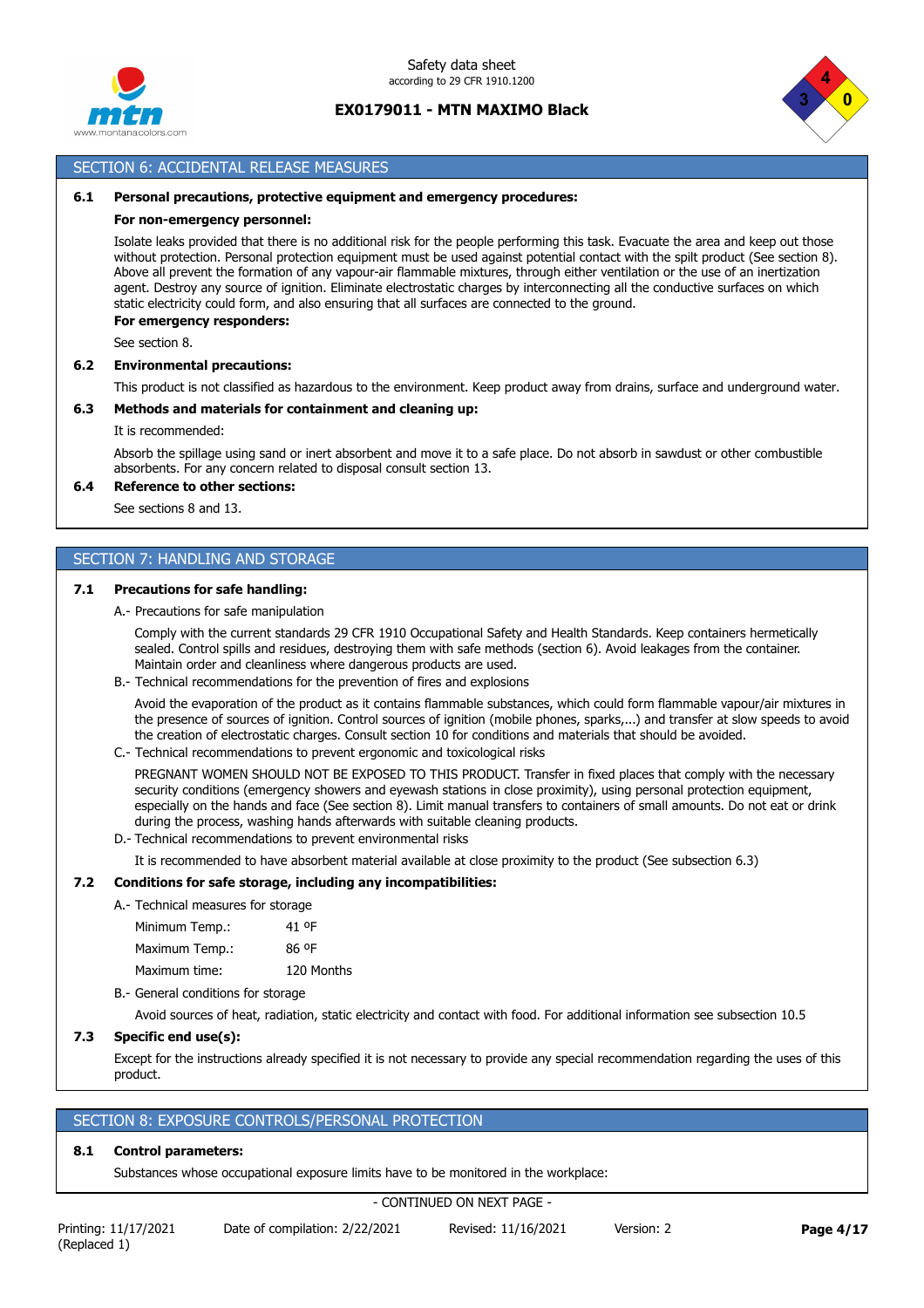## SECTION 6: ACCIDENTAL RELEASE MEASURES

**6.1 Personal precautions, protective equipment and emergency procedures:**

**For non-emergency personnel:**

Isolate leaks provided that there is no additional risk for the people performing this task. Evacuate the area and keep out those without protection. Personal protection equipment must be used against potential contact with the spilt product (See section 8). Above all prevent the formation of any vapour-air flammable mixtures, through either ventilation or the use of an inertization agent. Destroy any source of ignition. Eliminate electrostatic charges by interconnecting all the conductive surfaces on which static electricity could form, and also ensuring that all surfaces are connected to the ground.

**For emergency responders:**

See section 8.

**6.2 Environmental precautions:**

This product is not classified as hazardous to the environment. Keep product away from drains, surface and underground water.

**6.3 Methods and materials for containment and cleaning up:**

It is recommended:

Absorb the spillage using sand or inert absorbent and move it to a safe place. Do not absorb in sawdust or other combustible absorbents. For any concern related to disposal consult section 13.

**6.4 Reference to other sections:**

See sections 8 and 13.

## SECTION 7: HANDLING AND STORAGE

**7.1 Precautions for safe handling:**

A.- Precautions for safe manipulation

Comply with the current standards 29 CFR 1910 Occupational Safety and Health Standards. Keep containers hermetically sealed. Control spills and residues, destroying them with safe methods (section 6). Avoid leakages from the container. Maintain order and cleanliness where dangerous products are used.

B.- Technical recommendations for the prevention of fires and explosions

Avoid the evaporation of the product as it contains flammable substances, which could form flammable vapour/air mixtures in the presence of sources of ignition. Control sources of ignition (mobile phones, sparks,...) and transfer at slow speeds to avoid the creation of electrostatic charges. Consult section 10 for conditions and materials that should be avoided.

C.- Technical recommendations to prevent ergonomic and toxicological risks

PREGNANT WOMEN SHOULD NOT BE EXPOSED TO THIS PRODUCT. Transfer in fixed places that comply with the necessary security conditions (emergency showers and eyewash stations in close proximity), using personal protection equipment, especially on the hands and face (See section 8). Limit manual transfers to containers of small amounts. Do not eat or drink during the process, washing hands afterwards with suitable cleaning products.

D.- Technical recommendations to prevent environmental risks

It is recommended to have absorbent material available at close proximity to the product (See subsection 6.3)

**7.2 Conditions for safe storage, including any incompatibilities:**

A.- Technical measures for storage

| | |
|---|---|
| Minimum Temp.: | 41 ºF |
| Maximum Temp.: | 86 ºF |
| Maximum time: | 120 Months |

B.- General conditions for storage

Avoid sources of heat, radiation, static electricity and contact with food. For additional information see subsection 10.5

**7.3 Specific end use(s):**

Except for the instructions already specified it is not necessary to provide any special recommendation regarding the uses of this product.

## SECTION 8: EXPOSURE CONTROLS/PERSONAL PROTECTION

**8.1 Control parameters:**

Substances whose occupational exposure limits have to be monitored in the workplace:

- CONTINUED ON NEXT PAGE -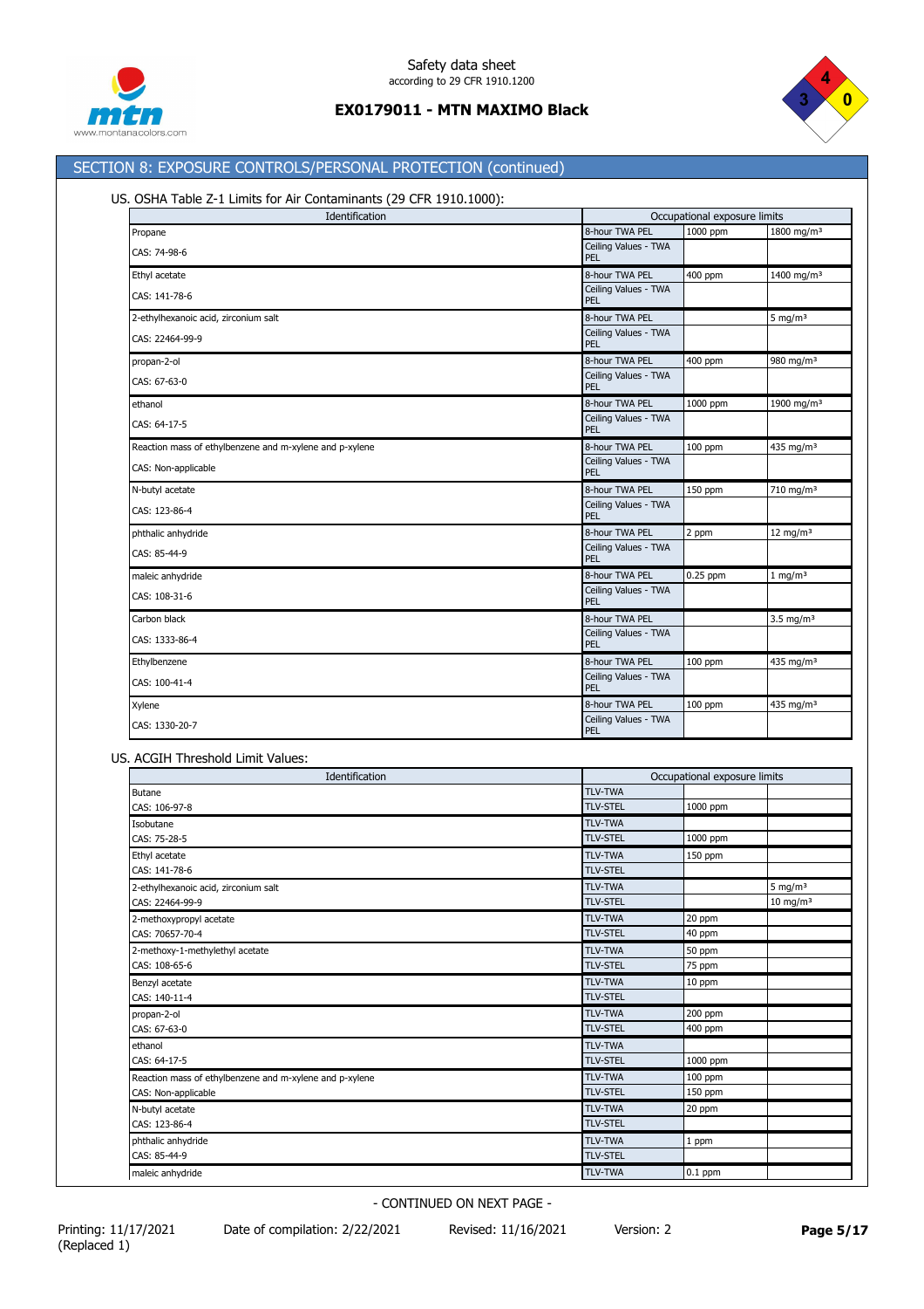## SECTION 8: EXPOSURE CONTROLS/PERSONAL PROTECTION (continued)

US. OSHA Table Z-1 Limits for Air Contaminants (29 CFR 1910.1000):

| Identification | Occupational exposure limits | | |
|---|---|---|---|
| Propane | 8-hour TWA PEL | 1000 ppm | 1800 mg/m³ |
| CAS: 74-98-6 | Ceiling Values - TWA PEL | | |
| Ethyl acetate | 8-hour TWA PEL | 400 ppm | 1400 mg/m³ |
| CAS: 141-78-6 | Ceiling Values - TWA PEL | | |
| 2-ethylhexanoic acid, zirconium salt | 8-hour TWA PEL | | 5 mg/m³ |
| CAS: 22464-99-9 | Ceiling Values - TWA PEL | | |
| propan-2-ol | 8-hour TWA PEL | 400 ppm | 980 mg/m³ |
| CAS: 67-63-0 | Ceiling Values - TWA PEL | | |
| ethanol | 8-hour TWA PEL | 1000 ppm | 1900 mg/m³ |
| CAS: 64-17-5 | Ceiling Values - TWA PEL | | |
| Reaction mass of ethylbenzene and m-xylene and p-xylene | 8-hour TWA PEL | 100 ppm | 435 mg/m³ |
| CAS: Non-applicable | Ceiling Values - TWA PEL | | |
| N-butyl acetate | 8-hour TWA PEL | 150 ppm | 710 mg/m³ |
| CAS: 123-86-4 | Ceiling Values - TWA PEL | | |
| phthalic anhydride | 8-hour TWA PEL | 2 ppm | 12 mg/m³ |
| CAS: 85-44-9 | Ceiling Values - TWA PEL | | |
| maleic anhydride | 8-hour TWA PEL | 0.25 ppm | 1 mg/m³ |
| CAS: 108-31-6 | Ceiling Values - TWA PEL | | |
| Carbon black | 8-hour TWA PEL | | 3.5 mg/m³ |
| CAS: 1333-86-4 | Ceiling Values - TWA PEL | | |
| Ethylbenzene | 8-hour TWA PEL | 100 ppm | 435 mg/m³ |
| CAS: 100-41-4 | Ceiling Values - TWA PEL | | |
| Xylene | 8-hour TWA PEL | 100 ppm | 435 mg/m³ |
| CAS: 1330-20-7 | Ceiling Values - TWA PEL | | |

US. ACGIH Threshold Limit Values:

| Identification | Occupational exposure limits | | |
|---|---|---|---|
| Butane | TLV-TWA | | |
| CAS: 106-97-8 | TLV-STEL | 1000 ppm | |
| Isobutane | TLV-TWA | | |
| CAS: 75-28-5 | TLV-STEL | 1000 ppm | |
| Ethyl acetate | TLV-TWA | 150 ppm | |
| CAS: 141-78-6 | TLV-STEL | | |
| 2-ethylhexanoic acid, zirconium salt | TLV-TWA | | 5 mg/m³ |
| CAS: 22464-99-9 | TLV-STEL | | 10 mg/m³ |
| 2-methoxypropyl acetate | TLV-TWA | 20 ppm | |
| CAS: 70657-70-4 | TLV-STEL | 40 ppm | |
| 2-methoxy-1-methylethyl acetate | TLV-TWA | 50 ppm | |
| CAS: 108-65-6 | TLV-STEL | 75 ppm | |
| Benzyl acetate | TLV-TWA | 10 ppm | |
| CAS: 140-11-4 | TLV-STEL | | |
| propan-2-ol | TLV-TWA | 200 ppm | |
| CAS: 67-63-0 | TLV-STEL | 400 ppm | |
| ethanol | TLV-TWA | | |
| CAS: 64-17-5 | TLV-STEL | 1000 ppm | |
| Reaction mass of ethylbenzene and m-xylene and p-xylene | TLV-TWA | 100 ppm | |
| CAS: Non-applicable | TLV-STEL | 150 ppm | |
| N-butyl acetate | TLV-TWA | 20 ppm | |
| CAS: 123-86-4 | TLV-STEL | | |
| phthalic anhydride | TLV-TWA | 1 ppm | |
| CAS: 85-44-9 | TLV-STEL | | |
| maleic anhydride | TLV-TWA | 0.1 ppm | |

- CONTINUED ON NEXT PAGE -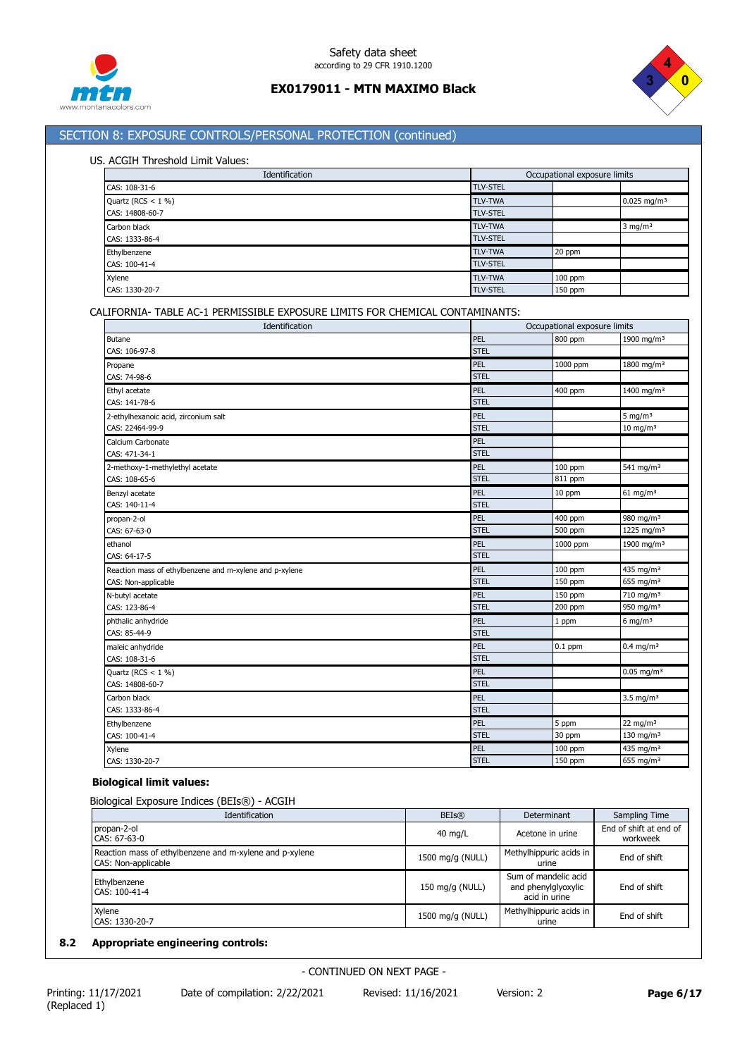## SECTION 8: EXPOSURE CONTROLS/PERSONAL PROTECTION (continued)

US. ACGIH Threshold Limit Values:

| Identification | Occupational exposure limits | | |
|---|---|---|---|
| CAS: 108-31-6 | TLV-STEL | | |
| Quartz (RCS < 1 %) | TLV-TWA | | 0.025 mg/m³ |
| CAS: 14808-60-7 | TLV-STEL | | |
| Carbon black | TLV-TWA | | 3 mg/m³ |
| CAS: 1333-86-4 | TLV-STEL | | |
| Ethylbenzene | TLV-TWA | 20 ppm | |
| CAS: 100-41-4 | TLV-STEL | | |
| Xylene | TLV-TWA | 100 ppm | |
| CAS: 1330-20-7 | TLV-STEL | 150 ppm | |

CALIFORNIA- TABLE AC-1 PERMISSIBLE EXPOSURE LIMITS FOR CHEMICAL CONTAMINANTS:

| Identification | Occupational exposure limits | | |
|---|---|---|---|
| Butane | PEL | 800 ppm | 1900 mg/m³ |
| CAS: 106-97-8 | STEL | | |
| Propane | PEL | 1000 ppm | 1800 mg/m³ |
| CAS: 74-98-6 | STEL | | |
| Ethyl acetate | PEL | 400 ppm | 1400 mg/m³ |
| CAS: 141-78-6 | STEL | | |
| 2-ethylhexanoic acid, zirconium salt | PEL | | 5 mg/m³ |
| CAS: 22464-99-9 | STEL | | 10 mg/m³ |
| Calcium Carbonate | PEL | | |
| CAS: 471-34-1 | STEL | | |
| 2-methoxy-1-methylethyl acetate | PEL | 100 ppm | 541 mg/m³ |
| CAS: 108-65-6 | STEL | 811 ppm | |
| Benzyl acetate | PEL | 10 ppm | 61 mg/m³ |
| CAS: 140-11-4 | STEL | | |
| propan-2-ol | PEL | 400 ppm | 980 mg/m³ |
| CAS: 67-63-0 | STEL | 500 ppm | 1225 mg/m³ |
| ethanol | PEL | 1000 ppm | 1900 mg/m³ |
| CAS: 64-17-5 | STEL | | |
| Reaction mass of ethylbenzene and m-xylene and p-xylene | PEL | 100 ppm | 435 mg/m³ |
| CAS: Non-applicable | STEL | 150 ppm | 655 mg/m³ |
| N-butyl acetate | PEL | 150 ppm | 710 mg/m³ |
| CAS: 123-86-4 | STEL | 200 ppm | 950 mg/m³ |
| phthalic anhydride | PEL | 1 ppm | 6 mg/m³ |
| CAS: 85-44-9 | STEL | | |
| maleic anhydride | PEL | 0.1 ppm | 0.4 mg/m³ |
| CAS: 108-31-6 | STEL | | |
| Quartz (RCS < 1 %) | PEL | | 0.05 mg/m³ |
| CAS: 14808-60-7 | STEL | | |
| Carbon black | PEL | | 3.5 mg/m³ |
| CAS: 1333-86-4 | STEL | | |
| Ethylbenzene | PEL | 5 ppm | 22 mg/m³ |
| CAS: 100-41-4 | STEL | 30 ppm | 130 mg/m³ |
| Xylene | PEL | 100 ppm | 435 mg/m³ |
| CAS: 1330-20-7 | STEL | 150 ppm | 655 mg/m³ |

**Biological limit values:**

Biological Exposure Indices (BEIs®) - ACGIH

| Identification | BEIs® | Determinant | Sampling Time |
|---|---|---|---|
| propan-2-ol<br>CAS: 67-63-0 | 40 mg/L | Acetone in urine | End of shift at end of workweek |
| Reaction mass of ethylbenzene and m-xylene and p-xylene<br>CAS: Non-applicable | 1500 mg/g (NULL) | Methylhippuric acids in urine | End of shift |
| Ethylbenzene<br>CAS: 100-41-4 | 150 mg/g (NULL) | Sum of mandelic acid and phenylglyoxylic acid in urine | End of shift |
| Xylene<br>CAS: 1330-20-7 | 1500 mg/g (NULL) | Methylhippuric acids in urine | End of shift |

### 8.2 Appropriate engineering controls:

- CONTINUED ON NEXT PAGE -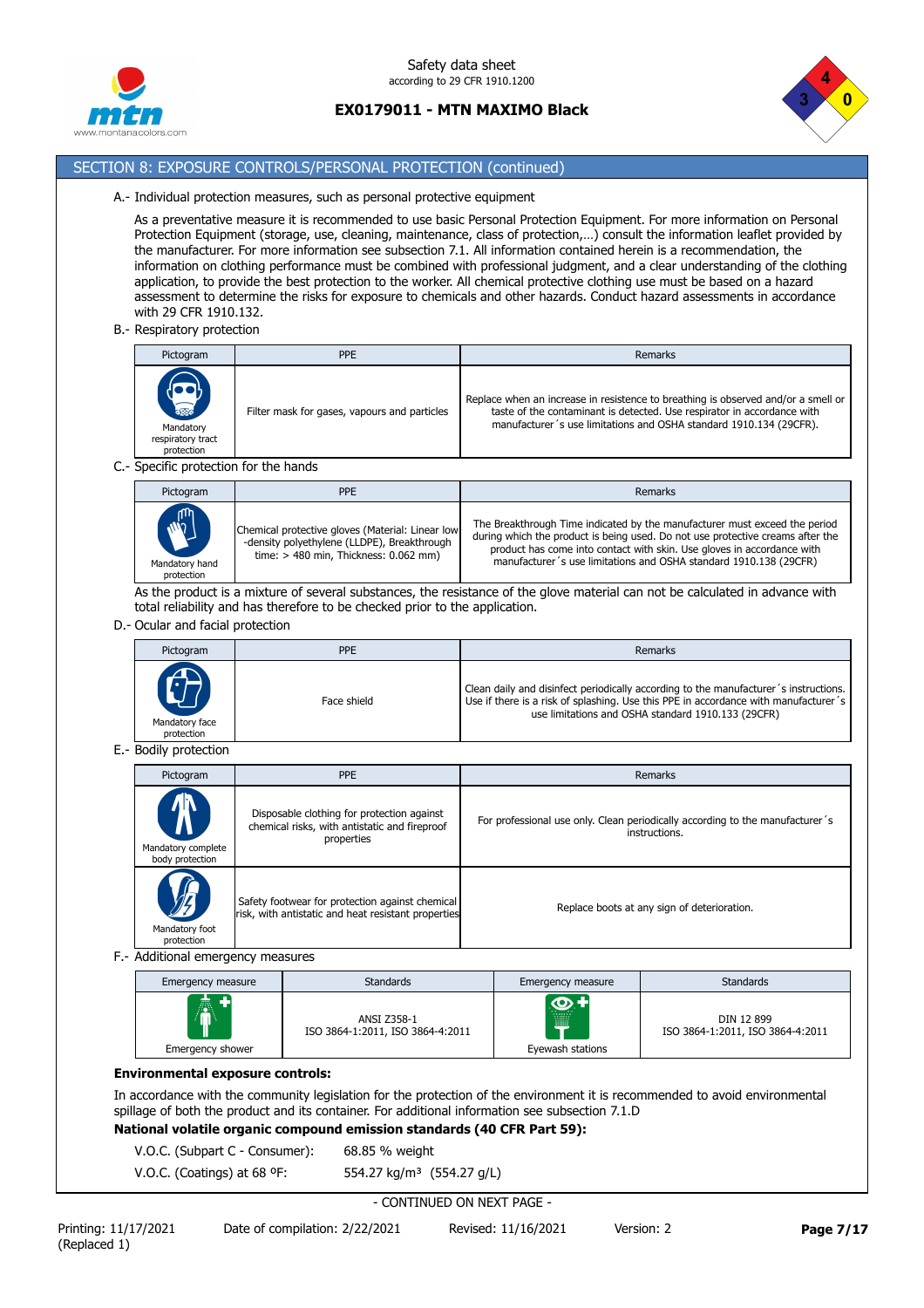## SECTION 8: EXPOSURE CONTROLS/PERSONAL PROTECTION (continued)

A.- Individual protection measures, such as personal protective equipment

As a preventative measure it is recommended to use basic Personal Protection Equipment. For more information on Personal Protection Equipment (storage, use, cleaning, maintenance, class of protection,…) consult the information leaflet provided by the manufacturer. For more information see subsection 7.1. All information contained herein is a recommendation, the information on clothing performance must be combined with professional judgment, and a clear understanding of the clothing application, to provide the best protection to the worker. All chemical protective clothing use must be based on a hazard assessment to determine the risks for exposure to chemicals and other hazards. Conduct hazard assessments in accordance with 29 CFR 1910.132.

B.- Respiratory protection

| Pictogram | PPE | Remarks |
|---|---|---|
| Mandatory respiratory tract protection | Filter mask for gases, vapours and particles | Replace when an increase in resistence to breathing is observed and/or a smell or taste of the contaminant is detected. Use respirator in accordance with manufacturer´s use limitations and OSHA standard 1910.134 (29CFR). |

C.- Specific protection for the hands

| Pictogram | PPE | Remarks |
|---|---|---|
| Mandatory hand protection | Chemical protective gloves (Material: Linear low -density polyethylene (LLDPE), Breakthrough time: > 480 min, Thickness: 0.062 mm) | The Breakthrough Time indicated by the manufacturer must exceed the period during which the product is being used. Do not use protective creams after the product has come into contact with skin. Use gloves in accordance with manufacturer´s use limitations and OSHA standard 1910.138 (29CFR) |

As the product is a mixture of several substances, the resistance of the glove material can not be calculated in advance with total reliability and has therefore to be checked prior to the application.

D.- Ocular and facial protection

| Pictogram | PPE | Remarks |
|---|---|---|
| Mandatory face protection | Face shield | Clean daily and disinfect periodically according to the manufacturer´s instructions. Use if there is a risk of splashing. Use this PPE in accordance with manufacturer´s use limitations and OSHA standard 1910.133 (29CFR) |

E.- Bodily protection

| Pictogram | PPE | Remarks |
|---|---|---|
| Mandatory complete body protection | Disposable clothing for protection against chemical risks, with antistatic and fireproof properties | For professional use only. Clean periodically according to the manufacturer´s instructions. |
| Mandatory foot protection | Safety footwear for protection against chemical risk, with antistatic and heat resistant properties | Replace boots at any sign of deterioration. |

F.- Additional emergency measures

| Emergency measure | Standards | Emergency measure | Standards |
|---|---|---|---|
| Emergency shower | ANSI Z358-1 ISO 3864-1:2011, ISO 3864-4:2011 | Eyewash stations | DIN 12 899 ISO 3864-1:2011, ISO 3864-4:2011 |

**Environmental exposure controls:**

In accordance with the community legislation for the protection of the environment it is recommended to avoid environmental spillage of both the product and its container. For additional information see subsection 7.1.D

**National volatile organic compound emission standards (40 CFR Part 59):**

V.O.C. (Subpart C - Consumer): 68.85 % weight

V.O.C. (Coatings) at 68 ºF: 554.27 kg/m³ (554.27 g/L)

- CONTINUED ON NEXT PAGE -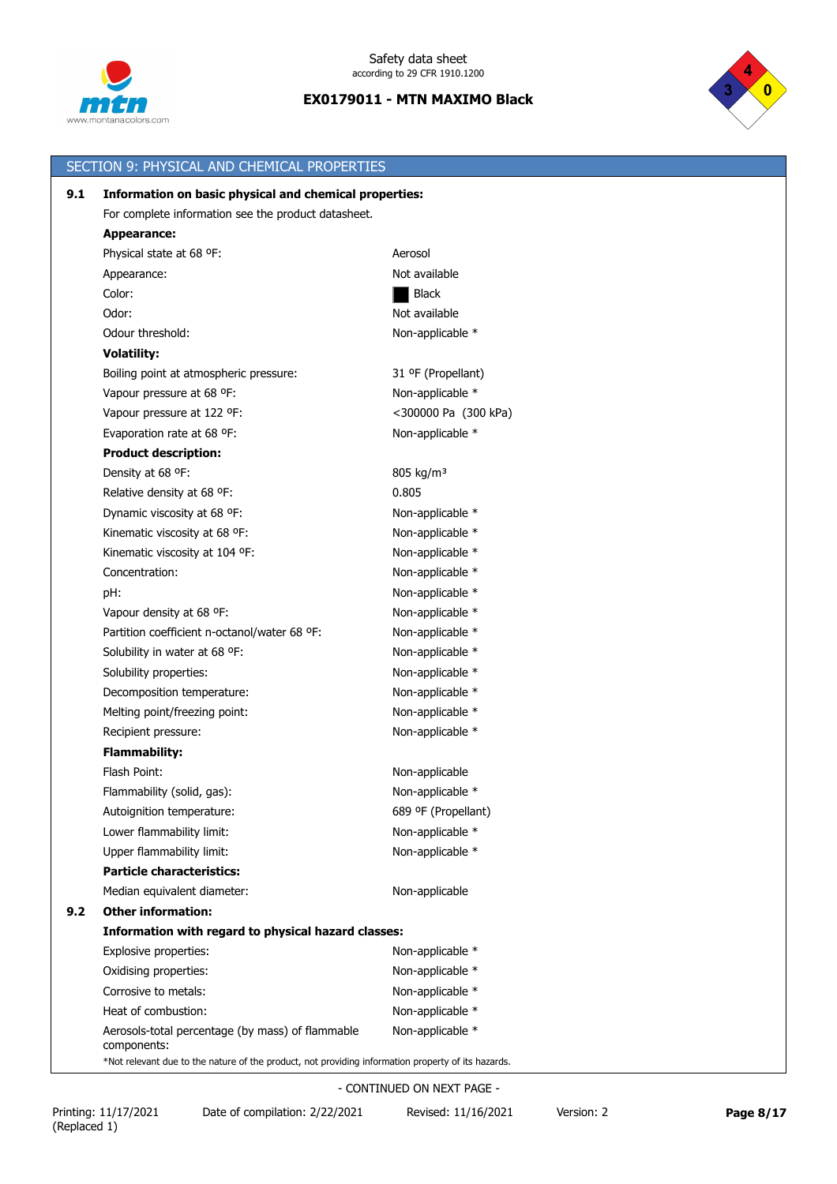## SECTION 9: PHYSICAL AND CHEMICAL PROPERTIES

**9.1 Information on basic physical and chemical properties:**

For complete information see the product datasheet.

**Appearance:**

| | |
|---|---|
| Physical state at 68 ºF: | Aerosol |
| Appearance: | Not available |
| Color: | Black |
| Odor: | Not available |
| Odour threshold: | Non-applicable * |

**Volatility:**

| | |
|---|---|
| Boiling point at atmospheric pressure: | 31 ºF (Propellant) |
| Vapour pressure at 68 ºF: | Non-applicable * |
| Vapour pressure at 122 ºF: | <300000 Pa (300 kPa) |
| Evaporation rate at 68 ºF: | Non-applicable * |

**Product description:**

| | |
|---|---|
| Density at 68 ºF: | 805 kg/m³ |
| Relative density at 68 ºF: | 0.805 |
| Dynamic viscosity at 68 ºF: | Non-applicable * |
| Kinematic viscosity at 68 ºF: | Non-applicable * |
| Kinematic viscosity at 104 ºF: | Non-applicable * |
| Concentration: | Non-applicable * |
| pH: | Non-applicable * |
| Vapour density at 68 ºF: | Non-applicable * |
| Partition coefficient n-octanol/water 68 ºF: | Non-applicable * |
| Solubility in water at 68 ºF: | Non-applicable * |
| Solubility properties: | Non-applicable * |
| Decomposition temperature: | Non-applicable * |
| Melting point/freezing point: | Non-applicable * |
| Recipient pressure: | Non-applicable * |

**Flammability:**

| | |
|---|---|
| Flash Point: | Non-applicable |
| Flammability (solid, gas): | Non-applicable * |
| Autoignition temperature: | 689 ºF (Propellant) |
| Lower flammability limit: | Non-applicable * |
| Upper flammability limit: | Non-applicable * |

**Particle characteristics:**

| | |
|---|---|
| Median equivalent diameter: | Non-applicable |

**9.2 Other information:**

**Information with regard to physical hazard classes:**

| | |
|---|---|
| Explosive properties: | Non-applicable * |
| Oxidising properties: | Non-applicable * |
| Corrosive to metals: | Non-applicable * |
| Heat of combustion: | Non-applicable * |
| Aerosols-total percentage (by mass) of flammable components: | Non-applicable * |

*Not relevant due to the nature of the product, not providing information property of its hazards.

- CONTINUED ON NEXT PAGE -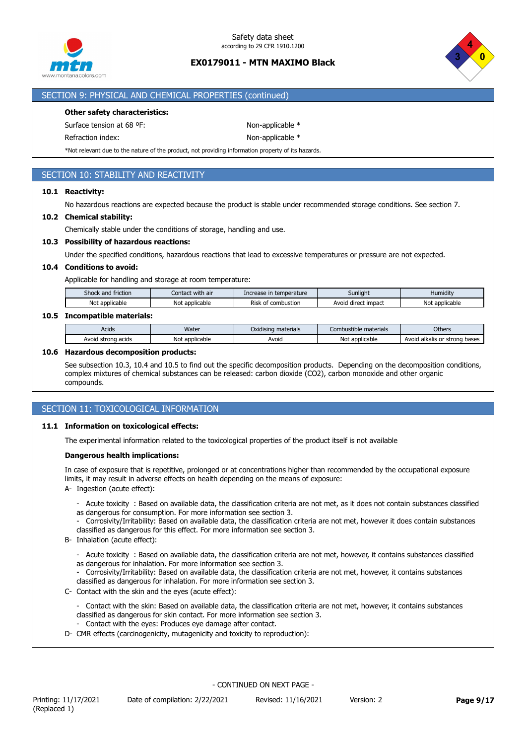## SECTION 9: PHYSICAL AND CHEMICAL PROPERTIES (continued)

**Other safety characteristics:**

Surface tension at 68 ºF: Non-applicable *

Refraction index: Non-applicable *

*Not relevant due to the nature of the product, not providing information property of its hazards.

## SECTION 10: STABILITY AND REACTIVITY

### 10.1 Reactivity:

No hazardous reactions are expected because the product is stable under recommended storage conditions. See section 7.

### 10.2 Chemical stability:

Chemically stable under the conditions of storage, handling and use.

### 10.3 Possibility of hazardous reactions:

Under the specified conditions, hazardous reactions that lead to excessive temperatures or pressure are not expected.

### 10.4 Conditions to avoid:

Applicable for handling and storage at room temperature:

| Shock and friction | Contact with air | Increase in temperature | Sunlight | Humidity |
|---|---|---|---|---|
| Not applicable | Not applicable | Risk of combustion | Avoid direct impact | Not applicable |

### 10.5 Incompatible materials:

| Acids | Water | Oxidising materials | Combustible materials | Others |
|---|---|---|---|---|
| Avoid strong acids | Not applicable | Avoid | Not applicable | Avoid alkalis or strong bases |

### 10.6 Hazardous decomposition products:

See subsection 10.3, 10.4 and 10.5 to find out the specific decomposition products. Depending on the decomposition conditions, complex mixtures of chemical substances can be released: carbon dioxide ($CO_2$), carbon monoxide and other organic compounds.

## SECTION 11: TOXICOLOGICAL INFORMATION

### 11.1 Information on toxicological effects:

The experimental information related to the toxicological properties of the product itself is not available

**Dangerous health implications:**

In case of exposure that is repetitive, prolonged or at concentrations higher than recommended by the occupational exposure limits, it may result in adverse effects on health depending on the means of exposure:

A- Ingestion (acute effect):

- Acute toxicity : Based on available data, the classification criteria are not met, as it does not contain substances classified as dangerous for consumption. For more information see section 3.
- Corrosivity/Irritability: Based on available data, the classification criteria are not met, however it does contain substances classified as dangerous for this effect. For more information see section 3.

B- Inhalation (acute effect):

- Acute toxicity : Based on available data, the classification criteria are not met, however, it contains substances classified as dangerous for inhalation. For more information see section 3.
- Corrosivity/Irritability: Based on available data, the classification criteria are not met, however, it contains substances classified as dangerous for inhalation. For more information see section 3.

C- Contact with the skin and the eyes (acute effect):

- Contact with the skin: Based on available data, the classification criteria are not met, however, it contains substances classified as dangerous for skin contact. For more information see section 3.
- Contact with the eyes: Produces eye damage after contact.

D- CMR effects (carcinogenicity, mutagenicity and toxicity to reproduction):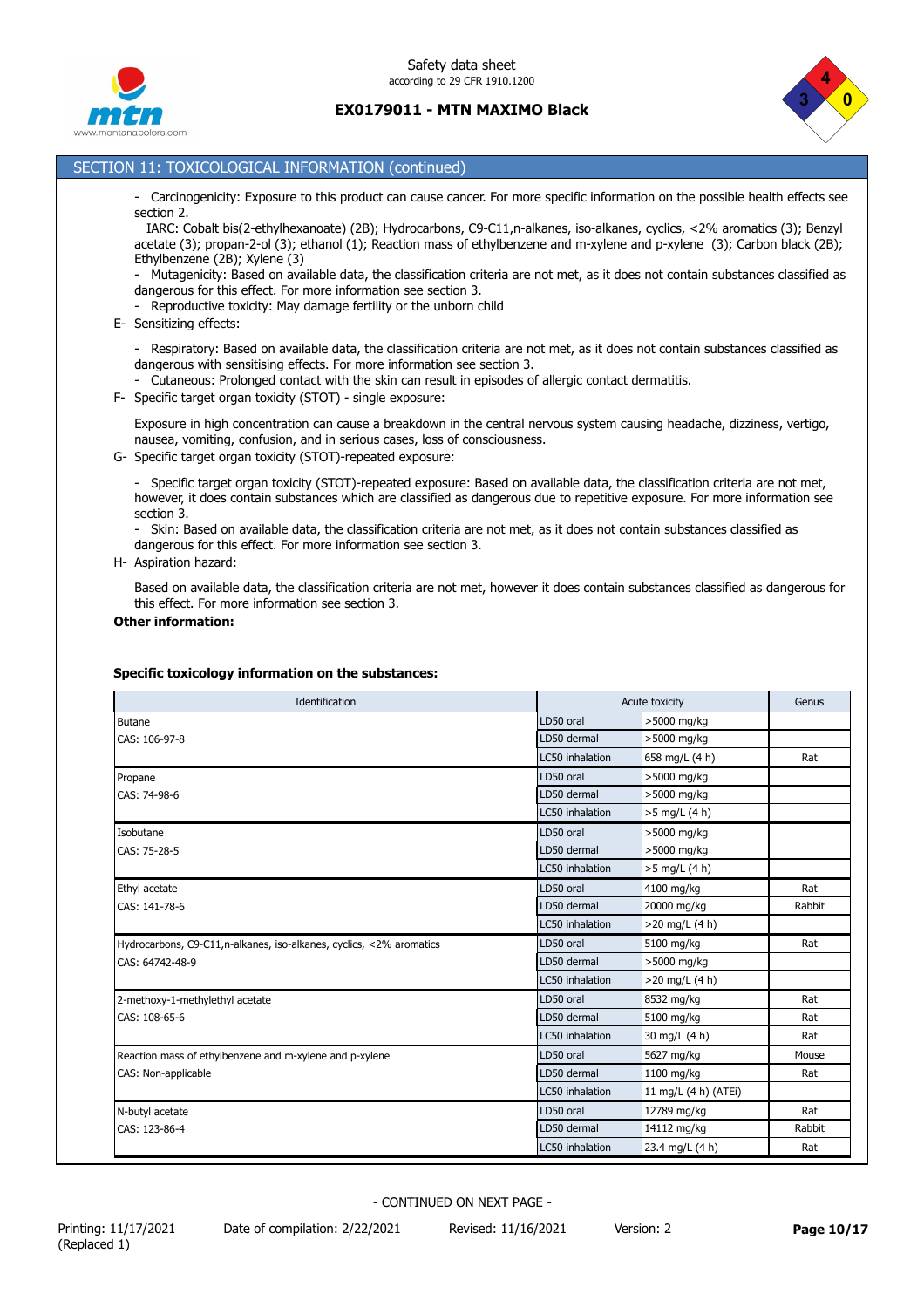## SECTION 11: TOXICOLOGICAL INFORMATION (continued)

- Carcinogenicity: Exposure to this product can cause cancer. For more specific information on the possible health effects see section 2.
  IARC: Cobalt bis(2-ethylhexanoate) (2B); Hydrocarbons, C9-C11,n-alkanes, iso-alkanes, cyclics, <2% aromatics (3); Benzyl acetate (3); propan-2-ol (3); ethanol (1); Reaction mass of ethylbenzene and m-xylene and p-xylene (3); Carbon black (2B); Ethylbenzene (2B); Xylene (3)
- Mutagenicity: Based on available data, the classification criteria are not met, as it does not contain substances classified as dangerous for this effect. For more information see section 3.
- Reproductive toxicity: May damage fertility or the unborn child

E- Sensitizing effects:

- Respiratory: Based on available data, the classification criteria are not met, as it does not contain substances classified as dangerous with sensitising effects. For more information see section 3.
- Cutaneous: Prolonged contact with the skin can result in episodes of allergic contact dermatitis.

F- Specific target organ toxicity (STOT) - single exposure:

Exposure in high concentration can cause a breakdown in the central nervous system causing headache, dizziness, vertigo, nausea, vomiting, confusion, and in serious cases, loss of consciousness.

G- Specific target organ toxicity (STOT)-repeated exposure:

- Specific target organ toxicity (STOT)-repeated exposure: Based on available data, the classification criteria are not met, however, it does contain substances which are classified as dangerous due to repetitive exposure. For more information see section 3.
- Skin: Based on available data, the classification criteria are not met, as it does not contain substances classified as dangerous for this effect. For more information see section 3.

H- Aspiration hazard:

Based on available data, the classification criteria are not met, however it does contain substances classified as dangerous for this effect. For more information see section 3.

**Other information:**

**Specific toxicology information on the substances:**

| Identification | Acute toxicity | | Genus |
|---|---|---|---|
| Butane | LD50 oral | >5000 mg/kg | |
| CAS: 106-97-8 | LD50 dermal | >5000 mg/kg | |
| | LC50 inhalation | 658 mg/L (4 h) | Rat |
| Propane | LD50 oral | >5000 mg/kg | |
| CAS: 74-98-6 | LD50 dermal | >5000 mg/kg | |
| | LC50 inhalation | >5 mg/L (4 h) | |
| Isobutane | LD50 oral | >5000 mg/kg | |
| CAS: 75-28-5 | LD50 dermal | >5000 mg/kg | |
| | LC50 inhalation | >5 mg/L (4 h) | |
| Ethyl acetate | LD50 oral | 4100 mg/kg | Rat |
| CAS: 141-78-6 | LD50 dermal | 20000 mg/kg | Rabbit |
| | LC50 inhalation | >20 mg/L (4 h) | |
| Hydrocarbons, C9-C11,n-alkanes, iso-alkanes, cyclics, <2% aromatics | LD50 oral | 5100 mg/kg | Rat |
| CAS: 64742-48-9 | LD50 dermal | >5000 mg/kg | |
| | LC50 inhalation | >20 mg/L (4 h) | |
| 2-methoxy-1-methylethyl acetate | LD50 oral | 8532 mg/kg | Rat |
| CAS: 108-65-6 | LD50 dermal | 5100 mg/kg | Rat |
| | LC50 inhalation | 30 mg/L (4 h) | Rat |
| Reaction mass of ethylbenzene and m-xylene and p-xylene | LD50 oral | 5627 mg/kg | Mouse |
| CAS: Non-applicable | LD50 dermal | 1100 mg/kg | Rat |
| | LC50 inhalation | 11 mg/L (4 h) (ATEi) | |
| N-butyl acetate | LD50 oral | 12789 mg/kg | Rat |
| CAS: 123-86-4 | LD50 dermal | 14112 mg/kg | Rabbit |
| | LC50 inhalation | 23.4 mg/L (4 h) | Rat |

- CONTINUED ON NEXT PAGE -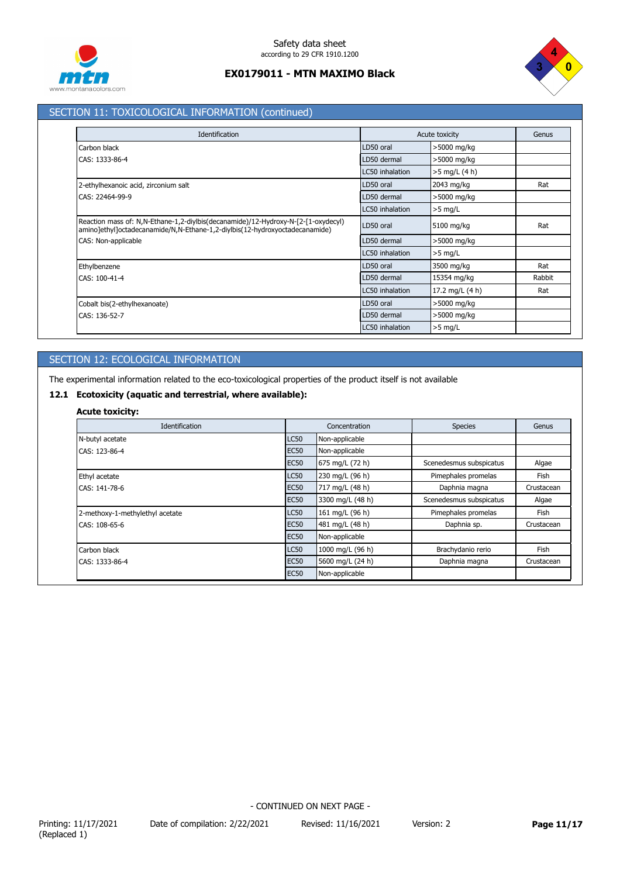## SECTION 11: TOXICOLOGICAL INFORMATION (continued)

| Identification | Acute toxicity | | Genus |
|---|---|---|---|
| Carbon black | LD50 oral | >5000 mg/kg | |
| CAS: 1333-86-4 | LD50 dermal | >5000 mg/kg | |
| | LC50 inhalation | >5 mg/L (4 h) | |
| 2-ethylhexanoic acid, zirconium salt | LD50 oral | 2043 mg/kg | Rat |
| CAS: 22464-99-9 | LD50 dermal | >5000 mg/kg | |
| | LC50 inhalation | >5 mg/L | |
| Reaction mass of: N,N-Ethane-1,2-diylbis(decanamide)/12-Hydroxy-N-[2-[1-oxydecyl) amino]ethyl]octadecanamide/N,N-Ethane-1,2-diylbis(12-hydroxyoctadecanamide) | LD50 oral | 5100 mg/kg | Rat |
| CAS: Non-applicable | LD50 dermal | >5000 mg/kg | |
| | LC50 inhalation | >5 mg/L | |
| Ethylbenzene | LD50 oral | 3500 mg/kg | Rat |
| CAS: 100-41-4 | LD50 dermal | 15354 mg/kg | Rabbit |
| | LC50 inhalation | 17.2 mg/L (4 h) | Rat |
| Cobalt bis(2-ethylhexanoate) | LD50 oral | >5000 mg/kg | |
| CAS: 136-52-7 | LD50 dermal | >5000 mg/kg | |
| | LC50 inhalation | >5 mg/L | |

## SECTION 12: ECOLOGICAL INFORMATION

The experimental information related to the eco-toxicological properties of the product itself is not available

### 12.1 Ecotoxicity (aquatic and terrestrial, where available):

**Acute toxicity:**

| Identification | Concentration | | Species | Genus |
|---|---|---|---|---|
| N-butyl acetate | LC50 | Non-applicable | | |
| CAS: 123-86-4 | EC50 | Non-applicable | | |
| | EC50 | 675 mg/L (72 h) | Scenedesmus subspicatus | Algae |
| Ethyl acetate | LC50 | 230 mg/L (96 h) | Pimephales promelas | Fish |
| CAS: 141-78-6 | EC50 | 717 mg/L (48 h) | Daphnia magna | Crustacean |
| | EC50 | 3300 mg/L (48 h) | Scenedesmus subspicatus | Algae |
| 2-methoxy-1-methylethyl acetate | LC50 | 161 mg/L (96 h) | Pimephales promelas | Fish |
| CAS: 108-65-6 | EC50 | 481 mg/L (48 h) | Daphnia sp. | Crustacean |
| | EC50 | Non-applicable | | |
| Carbon black | LC50 | 1000 mg/L (96 h) | Brachydanio rerio | Fish |
| CAS: 1333-86-4 | EC50 | 5600 mg/L (24 h) | Daphnia magna | Crustacean |
| | EC50 | Non-applicable | | |

- CONTINUED ON NEXT PAGE -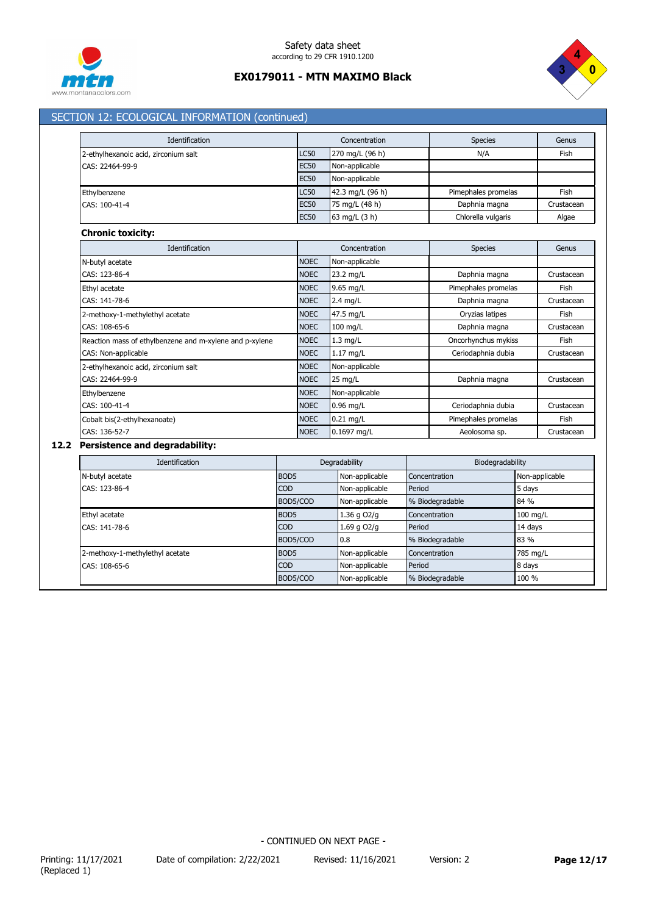## SECTION 12: ECOLOGICAL INFORMATION (continued)

| Identification | Concentration | | Species | Genus |
|---|---|---|---|---|
| 2-ethylhexanoic acid, zirconium salt | LC50 | 270 mg/L (96 h) | N/A | Fish |
| CAS: 22464-99-9 | EC50 | Non-applicable | | |
| | EC50 | Non-applicable | | |
| Ethylbenzene | LC50 | 42.3 mg/L (96 h) | Pimephales promelas | Fish |
| CAS: 100-41-4 | EC50 | 75 mg/L (48 h) | Daphnia magna | Crustacean |
| | EC50 | 63 mg/L (3 h) | Chlorella vulgaris | Algae |

**Chronic toxicity:**

| Identification | Concentration | | Species | Genus |
|---|---|---|---|---|
| N-butyl acetate | NOEC | Non-applicable | | |
| CAS: 123-86-4 | NOEC | 23.2 mg/L | Daphnia magna | Crustacean |
| Ethyl acetate | NOEC | 9.65 mg/L | Pimephales promelas | Fish |
| CAS: 141-78-6 | NOEC | 2.4 mg/L | Daphnia magna | Crustacean |
| 2-methoxy-1-methylethyl acetate | NOEC | 47.5 mg/L | Oryzias latipes | Fish |
| CAS: 108-65-6 | NOEC | 100 mg/L | Daphnia magna | Crustacean |
| Reaction mass of ethylbenzene and m-xylene and p-xylene | NOEC | 1.3 mg/L | Oncorhynchus mykiss | Fish |
| CAS: Non-applicable | NOEC | 1.17 mg/L | Ceriodaphnia dubia | Crustacean |
| 2-ethylhexanoic acid, zirconium salt | NOEC | Non-applicable | | |
| CAS: 22464-99-9 | NOEC | 25 mg/L | Daphnia magna | Crustacean |
| Ethylbenzene | NOEC | Non-applicable | | |
| CAS: 100-41-4 | NOEC | 0.96 mg/L | Ceriodaphnia dubia | Crustacean |
| Cobalt bis(2-ethylhexanoate) | NOEC | 0.21 mg/L | Pimephales promelas | Fish |
| CAS: 136-52-7 | NOEC | 0.1697 mg/L | Aeolosoma sp. | Crustacean |

### 12.2 Persistence and degradability:

| Identification | Degradability | | Biodegradability | |
|---|---|---|---|---|
| N-butyl acetate | BOD5 | Non-applicable | Concentration | Non-applicable |
| CAS: 123-86-4 | COD | Non-applicable | Period | 5 days |
| | BOD5/COD | Non-applicable | % Biodegradable | 84 % |
| Ethyl acetate | BOD5 | 1.36 g O2/g | Concentration | 100 mg/L |
| CAS: 141-78-6 | COD | 1.69 g O2/g | Period | 14 days |
| | BOD5/COD | 0.8 | % Biodegradable | 83 % |
| 2-methoxy-1-methylethyl acetate | BOD5 | Non-applicable | Concentration | 785 mg/L |
| CAS: 108-65-6 | COD | Non-applicable | Period | 8 days |
| | BOD5/COD | Non-applicable | % Biodegradable | 100 % |

- CONTINUED ON NEXT PAGE -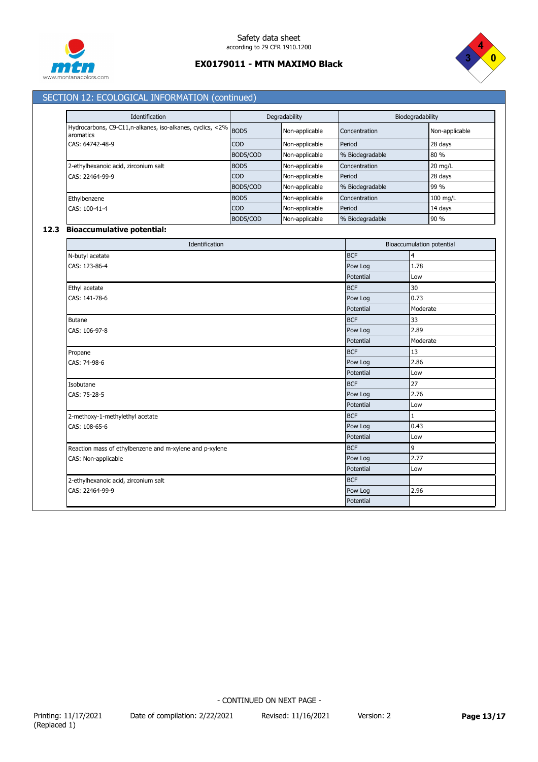## SECTION 12: ECOLOGICAL INFORMATION (continued)

| Identification | Degradability | | Biodegradability | |
|---|---|---|---|---|
| Hydrocarbons, C9-C11,n-alkanes, iso-alkanes, cyclics, <2% aromatics | BOD5 | Non-applicable | Concentration | Non-applicable |
| CAS: 64742-48-9 | COD | Non-applicable | Period | 28 days |
| | BOD5/COD | Non-applicable | % Biodegradable | 80 % |
| 2-ethylhexanoic acid, zirconium salt | BOD5 | Non-applicable | Concentration | 20 mg/L |
| CAS: 22464-99-9 | COD | Non-applicable | Period | 28 days |
| | BOD5/COD | Non-applicable | % Biodegradable | 99 % |
| Ethylbenzene | BOD5 | Non-applicable | Concentration | 100 mg/L |
| CAS: 100-41-4 | COD | Non-applicable | Period | 14 days |
| | BOD5/COD | Non-applicable | % Biodegradable | 90 % |

### 12.3 Bioaccumulative potential:

| Identification | Bioaccumulation potential | |
|---|---|---|
| N-butyl acetate | BCF | 4 |
| CAS: 123-86-4 | Pow Log | 1.78 |
| | Potential | Low |
| Ethyl acetate | BCF | 30 |
| CAS: 141-78-6 | Pow Log | 0.73 |
| | Potential | Moderate |
| Butane | BCF | 33 |
| CAS: 106-97-8 | Pow Log | 2.89 |
| | Potential | Moderate |
| Propane | BCF | 13 |
| CAS: 74-98-6 | Pow Log | 2.86 |
| | Potential | Low |
| Isobutane | BCF | 27 |
| CAS: 75-28-5 | Pow Log | 2.76 |
| | Potential | Low |
| 2-methoxy-1-methylethyl acetate | BCF | 1 |
| CAS: 108-65-6 | Pow Log | 0.43 |
| | Potential | Low |
| Reaction mass of ethylbenzene and m-xylene and p-xylene | BCF | 9 |
| CAS: Non-applicable | Pow Log | 2.77 |
| | Potential | Low |
| 2-ethylhexanoic acid, zirconium salt | BCF | |
| CAS: 22464-99-9 | Pow Log | 2.96 |
| | Potential | |

- CONTINUED ON NEXT PAGE -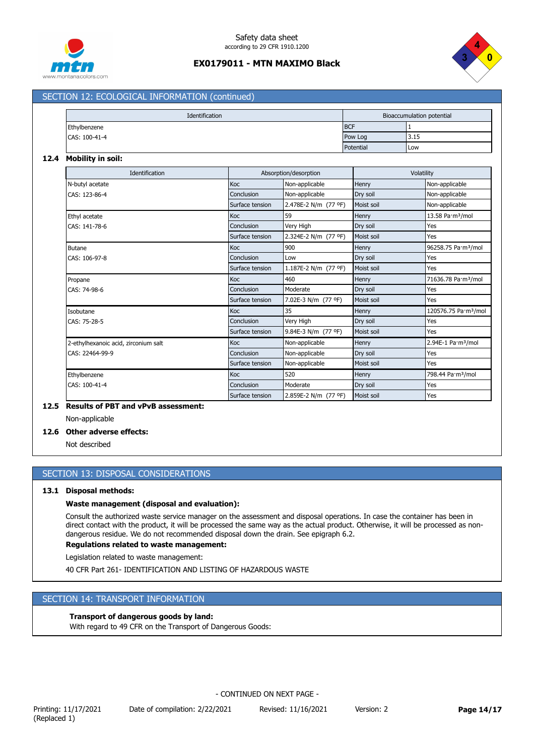## SECTION 12: ECOLOGICAL INFORMATION (continued)

| Identification | Bioaccumulation potential | |
|---|---|---|
| Ethylbenzene | BCF | 1 |
| CAS: 100-41-4 | Pow Log | 3.15 |
| | Potential | Low |

**12.4 Mobility in soil:**

| Identification | Absorption/desorption | | Volatility | |
|---|---|---|---|---|
| N-butyl acetate | Koc | Non-applicable | Henry | Non-applicable |
| CAS: 123-86-4 | Conclusion | Non-applicable | Dry soil | Non-applicable |
| | Surface tension | 2.478E-2 N/m (77 ºF) | Moist soil | Non-applicable |
| Ethyl acetate | Koc | 59 | Henry | 13.58 Pa·m³/mol |
| CAS: 141-78-6 | Conclusion | Very High | Dry soil | Yes |
| | Surface tension | 2.324E-2 N/m (77 ºF) | Moist soil | Yes |
| Butane | Koc | 900 | Henry | 96258.75 Pa·m³/mol |
| CAS: 106-97-8 | Conclusion | Low | Dry soil | Yes |
| | Surface tension | 1.187E-2 N/m (77 ºF) | Moist soil | Yes |
| Propane | Koc | 460 | Henry | 71636.78 Pa·m³/mol |
| CAS: 74-98-6 | Conclusion | Moderate | Dry soil | Yes |
| | Surface tension | 7.02E-3 N/m (77 ºF) | Moist soil | Yes |
| Isobutane | Koc | 35 | Henry | 120576.75 Pa·m³/mol |
| CAS: 75-28-5 | Conclusion | Very High | Dry soil | Yes |
| | Surface tension | 9.84E-3 N/m (77 ºF) | Moist soil | Yes |
| 2-ethylhexanoic acid, zirconium salt | Koc | Non-applicable | Henry | 2.94E-1 Pa·m³/mol |
| CAS: 22464-99-9 | Conclusion | Non-applicable | Dry soil | Yes |
| | Surface tension | Non-applicable | Moist soil | Yes |
| Ethylbenzene | Koc | 520 | Henry | 798.44 Pa·m³/mol |
| CAS: 100-41-4 | Conclusion | Moderate | Dry soil | Yes |
| | Surface tension | 2.859E-2 N/m (77 ºF) | Moist soil | Yes |

**12.5 Results of PBT and vPvB assessment:**

Non-applicable

**12.6 Other adverse effects:**

Not described

## SECTION 13: DISPOSAL CONSIDERATIONS

**13.1 Disposal methods:**

**Waste management (disposal and evaluation):**

Consult the authorized waste service manager on the assessment and disposal operations. In case the container has been in direct contact with the product, it will be processed the same way as the actual product. Otherwise, it will be processed as non-dangerous residue. We do not recommended disposal down the drain. See epigraph 6.2.

**Regulations related to waste management:**

Legislation related to waste management:

40 CFR Part 261- IDENTIFICATION AND LISTING OF HAZARDOUS WASTE

## SECTION 14: TRANSPORT INFORMATION

**Transport of dangerous goods by land:**

With regard to 49 CFR on the Transport of Dangerous Goods: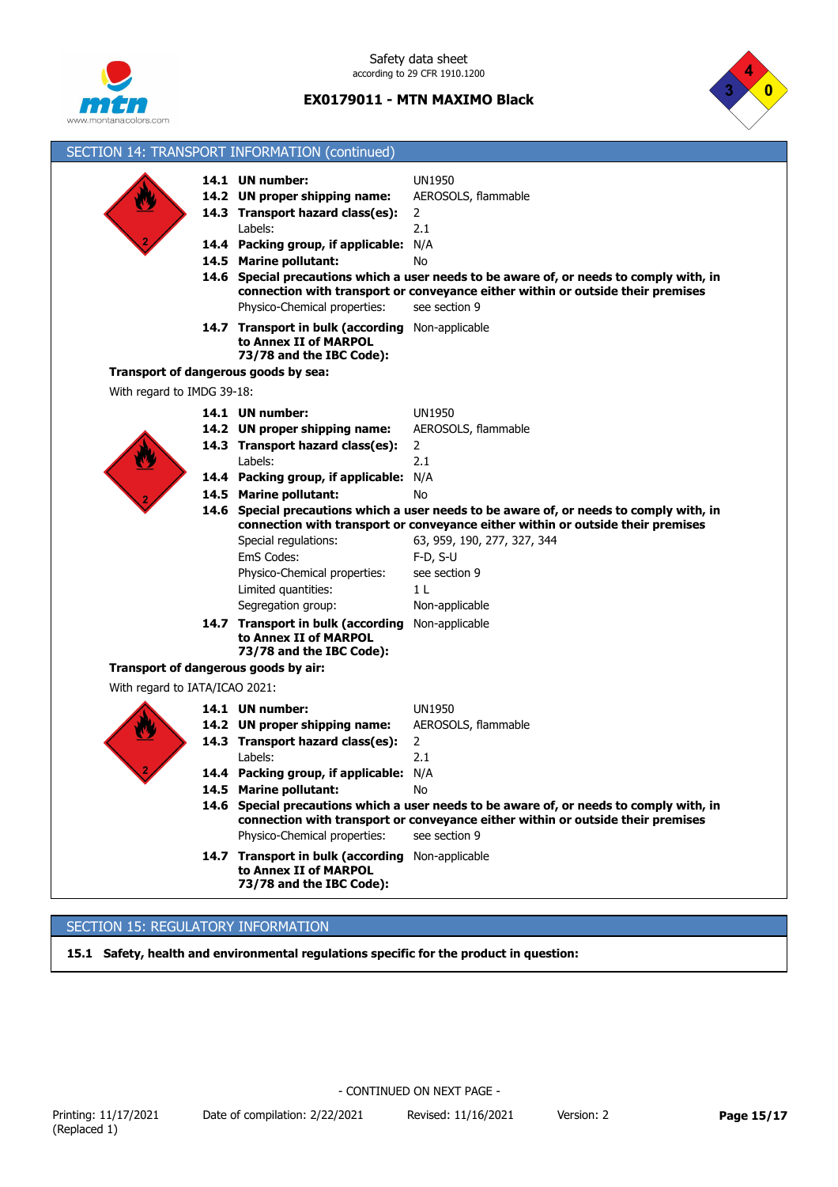## SECTION 14: TRANSPORT INFORMATION (continued)

**14.1 UN number:** UN1950
**14.2 UN proper shipping name:** AEROSOLS, flammable
**14.3 Transport hazard class(es):** 2
Labels: 2.1
**14.4 Packing group, if applicable:** N/A
**14.5 Marine pollutant:** No
**14.6 Special precautions which a user needs to be aware of, or needs to comply with, in connection with transport or conveyance either within or outside their premises**
Physico-Chemical properties: see section 9
**14.7 Transport in bulk (according to Annex II of MARPOL 73/78 and the IBC Code):** Non-applicable

**Transport of dangerous goods by sea:**

With regard to IMDG 39-18:

**14.1 UN number:** UN1950
**14.2 UN proper shipping name:** AEROSOLS, flammable
**14.3 Transport hazard class(es):** 2
Labels: 2.1
**14.4 Packing group, if applicable:** N/A
**14.5 Marine pollutant:** No
**14.6 Special precautions which a user needs to be aware of, or needs to comply with, in connection with transport or conveyance either within or outside their premises**
Special regulations: 63, 959, 190, 277, 327, 344
EmS Codes: F-D, S-U
Physico-Chemical properties: see section 9
Limited quantities: 1 L
Segregation group: Non-applicable
**14.7 Transport in bulk (according to Annex II of MARPOL 73/78 and the IBC Code):** Non-applicable

**Transport of dangerous goods by air:**

With regard to IATA/ICAO 2021:

**14.1 UN number:** UN1950
**14.2 UN proper shipping name:** AEROSOLS, flammable
**14.3 Transport hazard class(es):** 2
Labels: 2.1
**14.4 Packing group, if applicable:** N/A
**14.5 Marine pollutant:** No
**14.6 Special precautions which a user needs to be aware of, or needs to comply with, in connection with transport or conveyance either within or outside their premises**
Physico-Chemical properties: see section 9
**14.7 Transport in bulk (according to Annex II of MARPOL 73/78 and the IBC Code):** Non-applicable

## SECTION 15: REGULATORY INFORMATION

**15.1 Safety, health and environmental regulations specific for the product in question:**

- CONTINUED ON NEXT PAGE -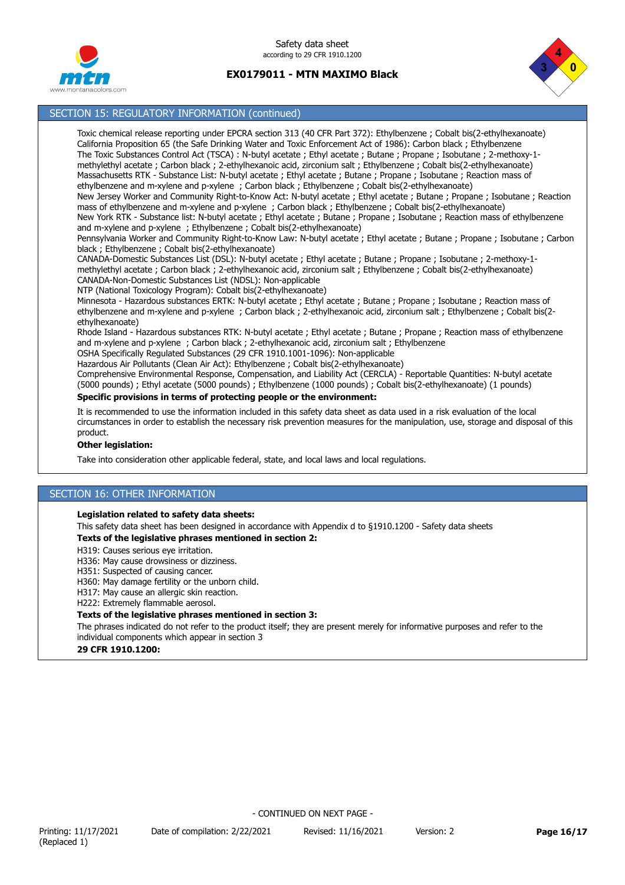## SECTION 15: REGULATORY INFORMATION (continued)

Toxic chemical release reporting under EPCRA section 313 (40 CFR Part 372): Ethylbenzene ; Cobalt bis(2-ethylhexanoate)
California Proposition 65 (the Safe Drinking Water and Toxic Enforcement Act of 1986): Carbon black ; Ethylbenzene
The Toxic Substances Control Act (TSCA) : N-butyl acetate ; Ethyl acetate ; Butane ; Propane ; Isobutane ; 2-methoxy-1-methylethyl acetate ; Carbon black ; 2-ethylhexanoic acid, zirconium salt ; Ethylbenzene ; Cobalt bis(2-ethylhexanoate)
Massachusetts RTK - Substance List: N-butyl acetate ; Ethyl acetate ; Butane ; Propane ; Isobutane ; Reaction mass of ethylbenzene and m-xylene and p-xylene ; Carbon black ; Ethylbenzene ; Cobalt bis(2-ethylhexanoate)
New Jersey Worker and Community Right-to-Know Act: N-butyl acetate ; Ethyl acetate ; Butane ; Propane ; Isobutane ; Reaction mass of ethylbenzene and m-xylene and p-xylene ; Carbon black ; Ethylbenzene ; Cobalt bis(2-ethylhexanoate)
New York RTK - Substance list: N-butyl acetate ; Ethyl acetate ; Butane ; Propane ; Isobutane ; Reaction mass of ethylbenzene and m-xylene and p-xylene ; Ethylbenzene ; Cobalt bis(2-ethylhexanoate)
Pennsylvania Worker and Community Right-to-Know Law: N-butyl acetate ; Ethyl acetate ; Butane ; Propane ; Isobutane ; Carbon black ; Ethylbenzene ; Cobalt bis(2-ethylhexanoate)
CANADA-Domestic Substances List (DSL): N-butyl acetate ; Ethyl acetate ; Butane ; Propane ; Isobutane ; 2-methoxy-1-methylethyl acetate ; Carbon black ; 2-ethylhexanoic acid, zirconium salt ; Ethylbenzene ; Cobalt bis(2-ethylhexanoate)
CANADA-Non-Domestic Substances List (NDSL): Non-applicable
NTP (National Toxicology Program): Cobalt bis(2-ethylhexanoate)
Minnesota - Hazardous substances ERTK: N-butyl acetate ; Ethyl acetate ; Butane ; Propane ; Isobutane ; Reaction mass of ethylbenzene and m-xylene and p-xylene ; Carbon black ; 2-ethylhexanoic acid, zirconium salt ; Ethylbenzene ; Cobalt bis(2-ethylhexanoate)
Rhode Island - Hazardous substances RTK: N-butyl acetate ; Ethyl acetate ; Butane ; Propane ; Reaction mass of ethylbenzene and m-xylene and p-xylene ; Carbon black ; 2-ethylhexanoic acid, zirconium salt ; Ethylbenzene
OSHA Specifically Regulated Substances (29 CFR 1910.1001-1096): Non-applicable
Hazardous Air Pollutants (Clean Air Act): Ethylbenzene ; Cobalt bis(2-ethylhexanoate)
Comprehensive Environmental Response, Compensation, and Liability Act (CERCLA) - Reportable Quantities: N-butyl acetate (5000 pounds) ; Ethyl acetate (5000 pounds) ; Ethylbenzene (1000 pounds) ; Cobalt bis(2-ethylhexanoate) (1 pounds)

**Specific provisions in terms of protecting people or the environment:**

It is recommended to use the information included in this safety data sheet as data used in a risk evaluation of the local circumstances in order to establish the necessary risk prevention measures for the manipulation, use, storage and disposal of this product.

**Other legislation:**

Take into consideration other applicable federal, state, and local laws and local regulations.

## SECTION 16: OTHER INFORMATION

**Legislation related to safety data sheets:**

This safety data sheet has been designed in accordance with Appendix d to §1910.1200 - Safety data sheets

**Texts of the legislative phrases mentioned in section 2:**

H319: Causes serious eye irritation.
H336: May cause drowsiness or dizziness.
H351: Suspected of causing cancer.
H360: May damage fertility or the unborn child.
H317: May cause an allergic skin reaction.
H222: Extremely flammable aerosol.

**Texts of the legislative phrases mentioned in section 3:**

The phrases indicated do not refer to the product itself; they are present merely for informative purposes and refer to the individual components which appear in section 3

**29 CFR 1910.1200:**

- CONTINUED ON NEXT PAGE -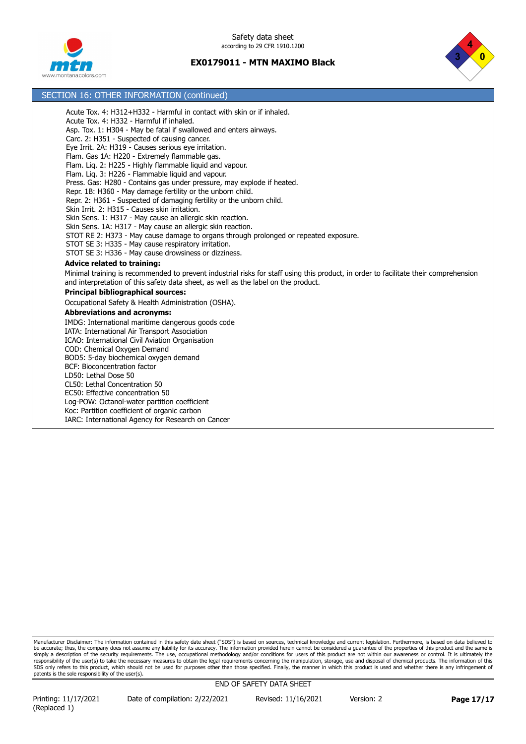## SECTION 16: OTHER INFORMATION (continued)

Acute Tox. 4: H312+H332 - Harmful in contact with skin or if inhaled.
Acute Tox. 4: H332 - Harmful if inhaled.
Asp. Tox. 1: H304 - May be fatal if swallowed and enters airways.
Carc. 2: H351 - Suspected of causing cancer.
Eye Irrit. 2A: H319 - Causes serious eye irritation.
Flam. Gas 1A: H220 - Extremely flammable gas.
Flam. Liq. 2: H225 - Highly flammable liquid and vapour.
Flam. Liq. 3: H226 - Flammable liquid and vapour.
Press. Gas: H280 - Contains gas under pressure, may explode if heated.
Repr. 1B: H360 - May damage fertility or the unborn child.
Repr. 2: H361 - Suspected of damaging fertility or the unborn child.
Skin Irrit. 2: H315 - Causes skin irritation.
Skin Sens. 1: H317 - May cause an allergic skin reaction.
Skin Sens. 1A: H317 - May cause an allergic skin reaction.
STOT RE 2: H373 - May cause damage to organs through prolonged or repeated exposure.
STOT SE 3: H335 - May cause respiratory irritation.
STOT SE 3: H336 - May cause drowsiness or dizziness.

**Advice related to training:**

Minimal training is recommended to prevent industrial risks for staff using this product, in order to facilitate their comprehension and interpretation of this safety data sheet, as well as the label on the product.

**Principal bibliographical sources:**

Occupational Safety & Health Administration (OSHA).

**Abbreviations and acronyms:**

IMDG: International maritime dangerous goods code
IATA: International Air Transport Association
ICAO: International Civil Aviation Organisation
COD: Chemical Oxygen Demand
BOD5: 5-day biochemical oxygen demand
BCF: Bioconcentration factor
LD50: Lethal Dose 50
CL50: Lethal Concentration 50
EC50: Effective concentration 50
Log-POW: Octanol-water partition coefficient
Koc: Partition coefficient of organic carbon
IARC: International Agency for Research on Cancer

Manufacturer Disclaimer: The information contained in this safety date sheet ("SDS") is based on sources, technical knowledge and current legislation. Furthermore, is based on data believed to be accurate; thus, the company does not assume any liability for its accuracy. The information provided herein cannot be considered a guarantee of the properties of this product and the same is simply a description of the security requirements. The use, occupational methodology and/or conditions for users of this product are not within our awareness or control. It is ultimately the responsibility of the user(s) to take the necessary measures to obtain the legal requirements concerning the manipulation, storage, use and disposal of chemical products. The information of this SDS only refers to this product, which should not be used for purposes other than those specified. Finally, the manner in which this product is used and whether there is any infringement of patents is the sole responsibility of the user(s).

END OF SAFETY DATA SHEET